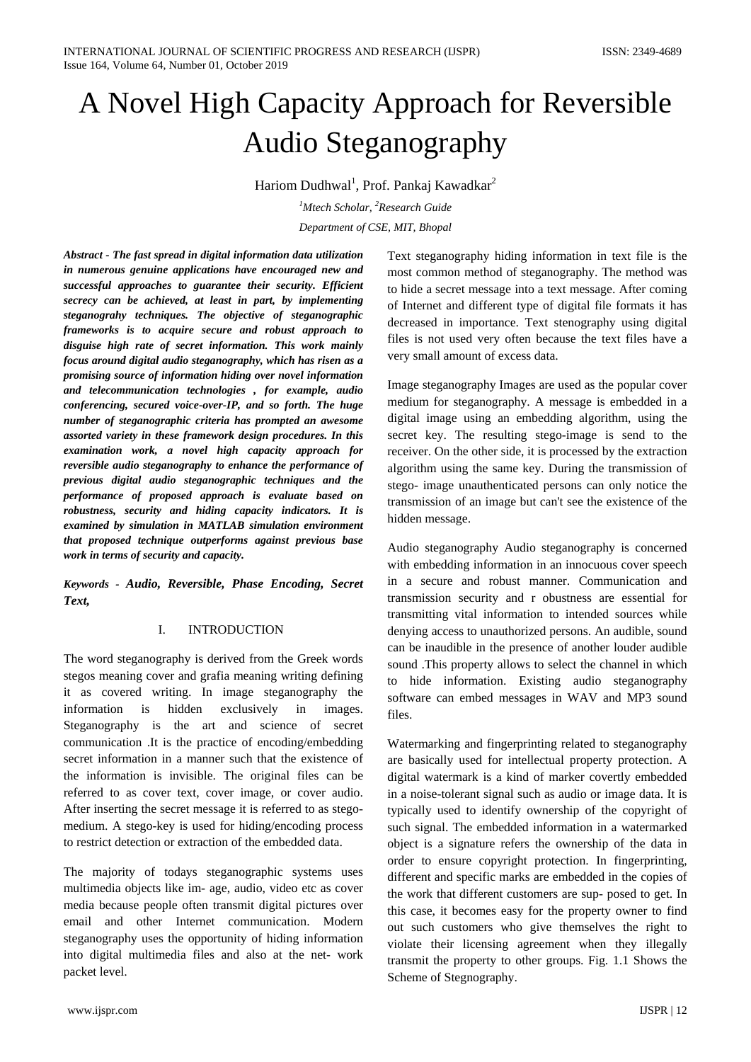# A Novel High Capacity Approach for Reversible Audio Steganography

Hariom Dudhwal[1], Prof. Pankaj Kawadkar[2]

[1]*Mtech Scholar,* [2]*Research Guide*

*Department of CSE, MIT, Bhopal*

***Abstract - The fast spread in digital information data utilization in numerous genuine applications have encouraged new and successful approaches to guarantee their security. Efficient secrecy can be achieved, at least in part, by implementing steganograhy techniques. The objective of steganographic frameworks is to acquire secure and robust approach to disguise high rate of secret information. This work mainly focus around digital audio steganography, which has risen as a promising source of information hiding over novel information and telecommunication technologies , for example, audio conferencing, secured voice-over-IP, and so forth. The huge number of steganographic criteria has prompted an awesome assorted variety in these framework design procedures. In this examination work, a novel high capacity approach for reversible audio steganography to enhance the performance of previous digital audio steganographic techniques and the performance of proposed approach is evaluate based on robustness, security and hiding capacity indicators. It is examined by simulation in MATLAB simulation environment that proposed technique outperforms against previous base work in terms of security and capacity.***

***Keywords - Audio, Reversible, Phase Encoding, Secret Text,***

## I. INTRODUCTION

The word steganography is derived from the Greek words stegos meaning cover and grafia meaning writing defining it as covered writing. In image steganography the information is hidden exclusively in images. Steganography is the art and science of secret communication .It is the practice of encoding/embedding secret information in a manner such that the existence of the information is invisible. The original files can be referred to as cover text, cover image, or cover audio. After inserting the secret message it is referred to as stego-medium. A stego-key is used for hiding/encoding process to restrict detection or extraction of the embedded data.

The majority of todays steganographic systems uses multimedia objects like im- age, audio, video etc as cover media because people often transmit digital pictures over email and other Internet communication. Modern steganography uses the opportunity of hiding information into digital multimedia files and also at the net- work packet level.

Text steganography hiding information in text file is the most common method of steganography. The method was to hide a secret message into a text message. After coming of Internet and different type of digital file formats it has decreased in importance. Text stenography using digital files is not used very often because the text files have a very small amount of excess data.

Image steganography Images are used as the popular cover medium for steganography. A message is embedded in a digital image using an embedding algorithm, using the secret key. The resulting stego-image is send to the receiver. On the other side, it is processed by the extraction algorithm using the same key. During the transmission of stego- image unauthenticated persons can only notice the transmission of an image but can't see the existence of the hidden message.

Audio steganography Audio steganography is concerned with embedding information in an innocuous cover speech in a secure and robust manner. Communication and transmission security and r obustness are essential for transmitting vital information to intended sources while denying access to unauthorized persons. An audible, sound can be inaudible in the presence of another louder audible sound .This property allows to select the channel in which to hide information. Existing audio steganography software can embed messages in WAV and MP3 sound files.

Watermarking and fingerprinting related to steganography are basically used for intellectual property protection. A digital watermark is a kind of marker covertly embedded in a noise-tolerant signal such as audio or image data. It is typically used to identify ownership of the copyright of such signal. The embedded information in a watermarked object is a signature refers the ownership of the data in order to ensure copyright protection. In fingerprinting, different and specific marks are embedded in the copies of the work that different customers are sup- posed to get. In this case, it becomes easy for the property owner to find out such customers who give themselves the right to violate their licensing agreement when they illegally transmit the property to other groups. Fig. 1.1 Shows the Scheme of Stegnography.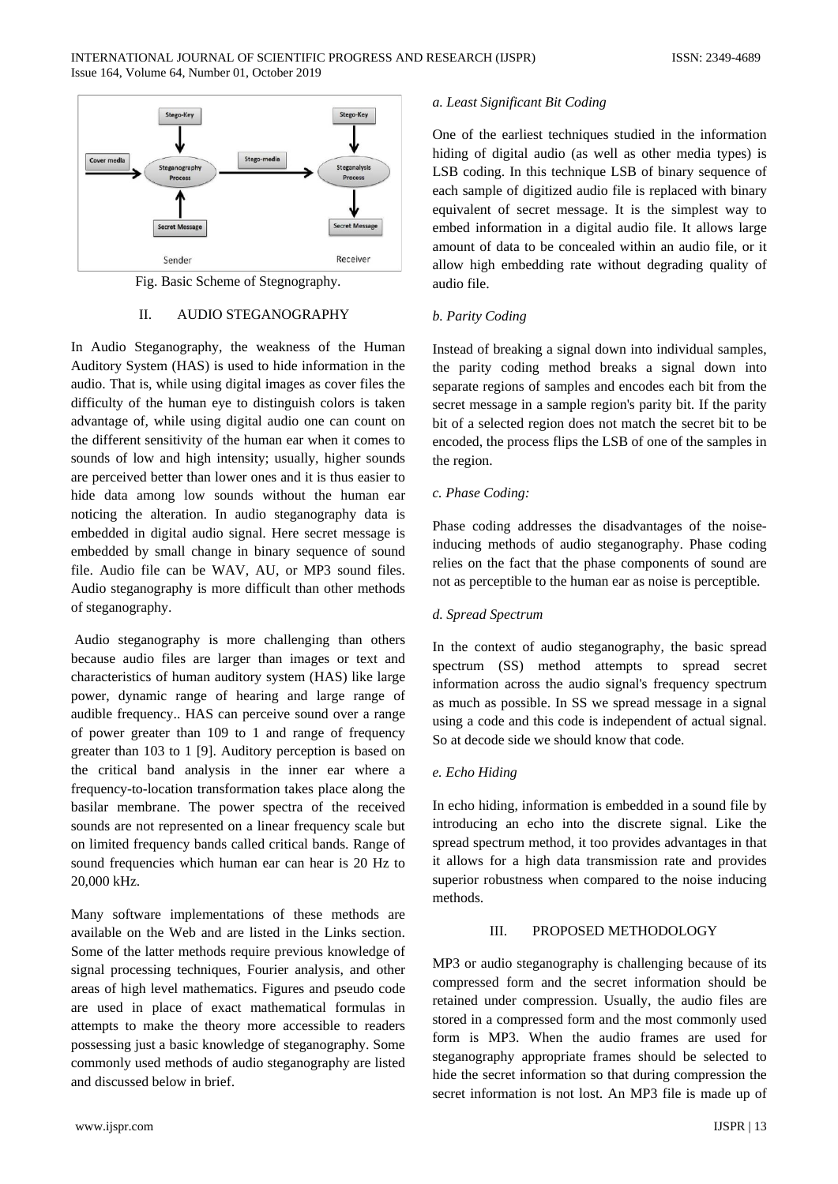Fig. Basic Scheme of Stegnography.

## II. AUDIO STEGANOGRAPHY

In Audio Steganography, the weakness of the Human Auditory System (HAS) is used to hide information in the audio. That is, while using digital images as cover files the difficulty of the human eye to distinguish colors is taken advantage of, while using digital audio one can count on the different sensitivity of the human ear when it comes to sounds of low and high intensity; usually, higher sounds are perceived better than lower ones and it is thus easier to hide data among low sounds without the human ear noticing the alteration. In audio steganography data is embedded in digital audio signal. Here secret message is embedded by small change in binary sequence of sound file. Audio file can be WAV, AU, or MP3 sound files. Audio steganography is more difficult than other methods of steganography.

Audio steganography is more challenging than others because audio files are larger than images or text and characteristics of human auditory system (HAS) like large power, dynamic range of hearing and large range of audible frequency.. HAS can perceive sound over a range of power greater than 109 to 1 and range of frequency greater than 103 to 1 [9]. Auditory perception is based on the critical band analysis in the inner ear where a frequency-to-location transformation takes place along the basilar membrane. The power spectra of the received sounds are not represented on a linear frequency scale but on limited frequency bands called critical bands. Range of sound frequencies which human ear can hear is 20 Hz to 20,000 kHz.

Many software implementations of these methods are available on the Web and are listed in the Links section. Some of the latter methods require previous knowledge of signal processing techniques, Fourier analysis, and other areas of high level mathematics. Figures and pseudo code are used in place of exact mathematical formulas in attempts to make the theory more accessible to readers possessing just a basic knowledge of steganography. Some commonly used methods of audio steganography are listed and discussed below in brief.

*a. Least Significant Bit Coding*

One of the earliest techniques studied in the information hiding of digital audio (as well as other media types) is LSB coding. In this technique LSB of binary sequence of each sample of digitized audio file is replaced with binary equivalent of secret message. It is the simplest way to embed information in a digital audio file. It allows large amount of data to be concealed within an audio file, or it allow high embedding rate without degrading quality of audio file.

*b. Parity Coding*

Instead of breaking a signal down into individual samples, the parity coding method breaks a signal down into separate regions of samples and encodes each bit from the secret message in a sample region's parity bit. If the parity bit of a selected region does not match the secret bit to be encoded, the process flips the LSB of one of the samples in the region.

*c. Phase Coding:*

Phase coding addresses the disadvantages of the noise-inducing methods of audio steganography. Phase coding relies on the fact that the phase components of sound are not as perceptible to the human ear as noise is perceptible.

*d. Spread Spectrum*

In the context of audio steganography, the basic spread spectrum (SS) method attempts to spread secret information across the audio signal's frequency spectrum as much as possible. In SS we spread message in a signal using a code and this code is independent of actual signal. So at decode side we should know that code.

*e. Echo Hiding*

In echo hiding, information is embedded in a sound file by introducing an echo into the discrete signal. Like the spread spectrum method, it too provides advantages in that it allows for a high data transmission rate and provides superior robustness when compared to the noise inducing methods.

## III. PROPOSED METHODOLOGY

MP3 or audio steganography is challenging because of its compressed form and the secret information should be retained under compression. Usually, the audio files are stored in a compressed form and the most commonly used form is MP3. When the audio frames are used for steganography appropriate frames should be selected to hide the secret information so that during compression the secret information is not lost. An MP3 file is made up of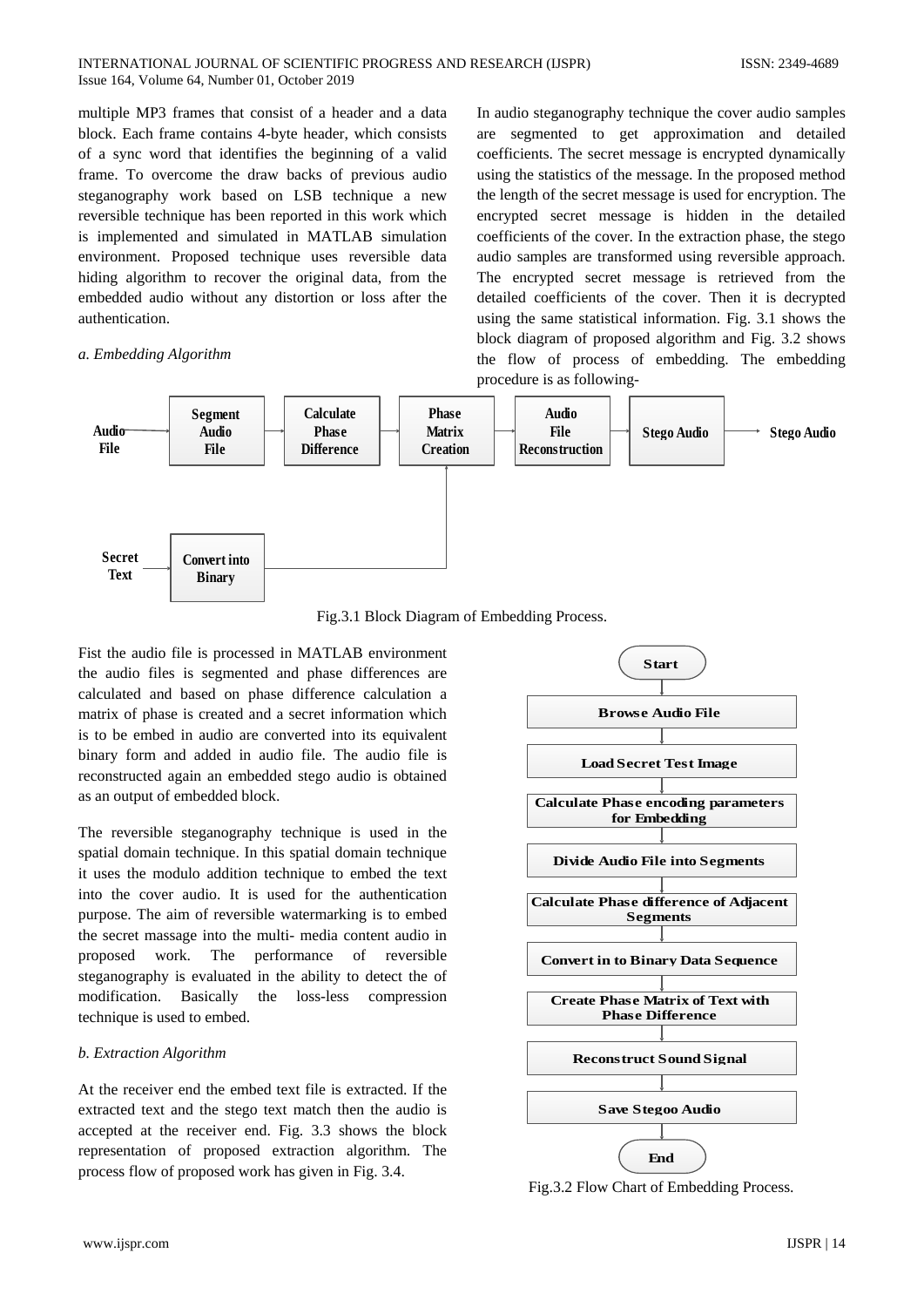multiple MP3 frames that consist of a header and a data block. Each frame contains 4-byte header, which consists of a sync word that identifies the beginning of a valid frame. To overcome the draw backs of previous audio steganography work based on LSB technique a new reversible technique has been reported in this work which is implemented and simulated in MATLAB simulation environment. Proposed technique uses reversible data hiding algorithm to recover the original data, from the embedded audio without any distortion or loss after the authentication.

*a. Embedding Algorithm*

In audio steganography technique the cover audio samples are segmented to get approximation and detailed coefficients. The secret message is encrypted dynamically using the statistics of the message. In the proposed method the length of the secret message is used for encryption. The encrypted secret message is hidden in the detailed coefficients of the cover. In the extraction phase, the stego audio samples are transformed using reversible approach. The encrypted secret message is retrieved from the detailed coefficients of the cover. Then it is decrypted using the same statistical information. Fig. 3.1 shows the block diagram of proposed algorithm and Fig. 3.2 shows the flow of process of embedding. The embedding procedure is as following-

Audio File → Segment Audio File → Calculate Phase Difference → Phase Matrix Creation → Audio File Reconstruction → Stego Audio → Stego Audio

Secret Text → Convert into Binary → Phase Matrix Creation

Fig.3.1 Block Diagram of Embedding Process.

Fist the audio file is processed in MATLAB environment the audio files is segmented and phase differences are calculated and based on phase difference calculation a matrix of phase is created and a secret information which is to be embed in audio are converted into its equivalent binary form and added in audio file. The audio file is reconstructed again an embedded stego audio is obtained as an output of embedded block.

The reversible steganography technique is used in the spatial domain technique. In this spatial domain technique it uses the modulo addition technique to embed the text into the cover audio. It is used for the authentication purpose. The aim of reversible watermarking is to embed the secret massage into the multi- media content audio in proposed work. The performance of reversible steganography is evaluated in the ability to detect the of modification. Basically the loss-less compression technique is used to embed.

*b. Extraction Algorithm*

At the receiver end the embed text file is extracted. If the extracted text and the stego text match then the audio is accepted at the receiver end. Fig. 3.3 shows the block representation of proposed extraction algorithm. The process flow of proposed work has given in Fig. 3.4.

Start → Browse Audio File → Load Secret Test Image → Calculate Phase encoding parameters for Embedding → Divide Audio File into Segments → Calculate Phase difference of Adjacent Segments → Convert in to Binary Data Sequence → Create Phase Matrix of Text with Phase Difference → Reconstruct Sound Signal → Save Stegoo Audio → End

Fig.3.2 Flow Chart of Embedding Process.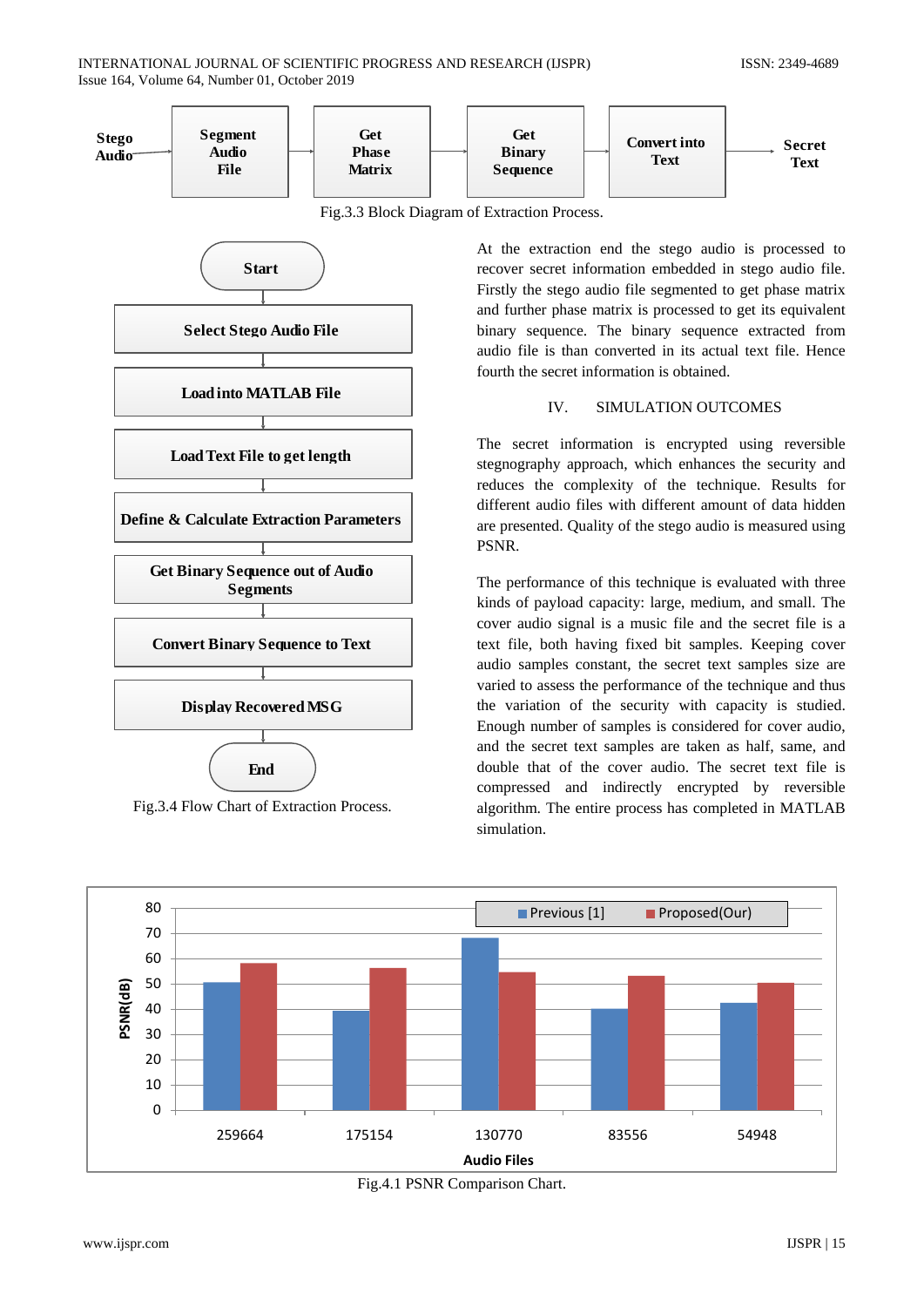Stego Audio → Segment Audio File → Get Phase Matrix → Get Binary Sequence → Convert into Text → Secret Text

Fig.3.3 Block Diagram of Extraction Process.

Start → Select Stego Audio File → Load into MATLAB File → Load Text File to get length → Define & Calculate Extraction Parameters → Get Binary Sequence out of Audio Segments → Convert Binary Sequence to Text → Display Recovered MSG → End

Fig.3.4 Flow Chart of Extraction Process.

At the extraction end the stego audio is processed to recover secret information embedded in stego audio file. Firstly the stego audio file segmented to get phase matrix and further phase matrix is processed to get its equivalent binary sequence. The binary sequence extracted from audio file is than converted in its actual text file. Hence fourth the secret information is obtained.

## IV. SIMULATION OUTCOMES

The secret information is encrypted using reversible stegnography approach, which enhances the security and reduces the complexity of the technique. Results for different audio files with different amount of data hidden are presented. Quality of the stego audio is measured using PSNR.

The performance of this technique is evaluated with three kinds of payload capacity: large, medium, and small. The cover audio signal is a music file and the secret file is a text file, both having fixed bit samples. Keeping cover audio samples constant, the secret text samples size are varied to assess the performance of the technique and thus the variation of the security with capacity is studied. Enough number of samples is considered for cover audio, and the secret text samples are taken as half, same, and double that of the cover audio. The secret text file is compressed and indirectly encrypted by reversible algorithm. The entire process has completed in MATLAB simulation.

Fig.4.1 PSNR Comparison Chart.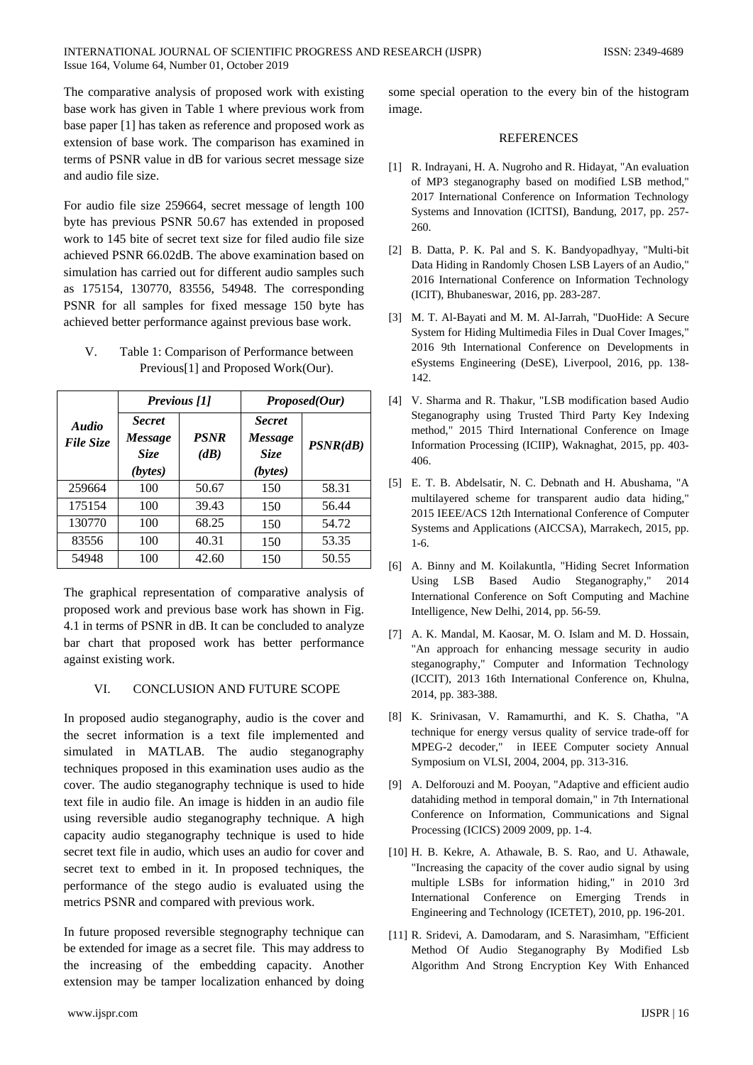The comparative analysis of proposed work with existing base work has given in Table 1 where previous work from base paper [1] has taken as reference and proposed work as extension of base work. The comparison has examined in terms of PSNR value in dB for various secret message size and audio file size.

For audio file size 259664, secret message of length 100 byte has previous PSNR 50.67 has extended in proposed work to 145 bite of secret text size for filed audio file size achieved PSNR 66.02dB. The above examination based on simulation has carried out for different audio samples such as 175154, 130770, 83556, 54948. The corresponding PSNR for all samples for fixed message 150 byte has achieved better performance against previous base work.

V. Table 1: Comparison of Performance between Previous[1] and Proposed Work(Our).

| ***Audio File Size*** | ***Previous [1]*** | | ***Proposed(Our)*** | |
|---|---|---|---|---|
| | ***Secret Message Size (bytes)*** | ***PSNR (dB)*** | ***Secret Message Size (bytes)*** | ***PSNR(dB)*** |
| 259664 | 100 | 50.67 | 150 | 58.31 |
| 175154 | 100 | 39.43 | 150 | 56.44 |
| 130770 | 100 | 68.25 | 150 | 54.72 |
| 83556 | 100 | 40.31 | 150 | 53.35 |
| 54948 | 100 | 42.60 | 150 | 50.55 |

The graphical representation of comparative analysis of proposed work and previous base work has shown in Fig. 4.1 in terms of PSNR in dB. It can be concluded to analyze bar chart that proposed work has better performance against existing work.

## VI. CONCLUSION AND FUTURE SCOPE

In proposed audio steganography, audio is the cover and the secret information is a text file implemented and simulated in MATLAB. The audio steganography techniques proposed in this examination uses audio as the cover. The audio steganography technique is used to hide text file in audio file. An image is hidden in an audio file using reversible audio steganography technique. A high capacity audio steganography technique is used to hide secret text file in audio, which uses an audio for cover and secret text to embed in it. In proposed techniques, the performance of the stego audio is evaluated using the metrics PSNR and compared with previous work.

In future proposed reversible stegnography technique can be extended for image as a secret file. This may address to the increasing of the embedding capacity. Another extension may be tamper localization enhanced by doing some special operation to the every bin of the histogram image.

## REFERENCES

[1] R. Indrayani, H. A. Nugroho and R. Hidayat, "An evaluation of MP3 steganography based on modified LSB method," 2017 International Conference on Information Technology Systems and Innovation (ICITSI), Bandung, 2017, pp. 257-260.

[2] B. Datta, P. K. Pal and S. K. Bandyopadhyay, "Multi-bit Data Hiding in Randomly Chosen LSB Layers of an Audio," 2016 International Conference on Information Technology (ICIT), Bhubaneswar, 2016, pp. 283-287.

[3] M. T. Al-Bayati and M. M. Al-Jarrah, "DuoHide: A Secure System for Hiding Multimedia Files in Dual Cover Images," 2016 9th International Conference on Developments in eSystems Engineering (DeSE), Liverpool, 2016, pp. 138-142.

[4] V. Sharma and R. Thakur, "LSB modification based Audio Steganography using Trusted Third Party Key Indexing method," 2015 Third International Conference on Image Information Processing (ICIIP), Waknaghat, 2015, pp. 403-406.

[5] E. T. B. Abdelsatir, N. C. Debnath and H. Abushama, "A multilayered scheme for transparent audio data hiding," 2015 IEEE/ACS 12th International Conference of Computer Systems and Applications (AICCSA), Marrakech, 2015, pp. 1-6.

[6] A. Binny and M. Koilakuntla, "Hiding Secret Information Using LSB Based Audio Steganography," 2014 International Conference on Soft Computing and Machine Intelligence, New Delhi, 2014, pp. 56-59.

[7] A. K. Mandal, M. Kaosar, M. O. Islam and M. D. Hossain, "An approach for enhancing message security in audio steganography," Computer and Information Technology (ICCIT), 2013 16th International Conference on, Khulna, 2014, pp. 383-388.

[8] K. Srinivasan, V. Ramamurthi, and K. S. Chatha, "A technique for energy versus quality of service trade-off for MPEG-2 decoder," in IEEE Computer society Annual Symposium on VLSI, 2004, 2004, pp. 313-316.

[9] A. Delforouzi and M. Pooyan, "Adaptive and efficient audio datahiding method in temporal domain," in 7th International Conference on Information, Communications and Signal Processing (ICICS) 2009 2009, pp. 1-4.

[10] H. B. Kekre, A. Athawale, B. S. Rao, and U. Athawale, "Increasing the capacity of the cover audio signal by using multiple LSBs for information hiding," in 2010 3rd International Conference on Emerging Trends in Engineering and Technology (ICETET), 2010, pp. 196-201.

[11] R. Sridevi, A. Damodaram, and S. Narasimham, "Efficient Method Of Audio Steganography By Modified Lsb Algorithm And Strong Encryption Key With Enhanced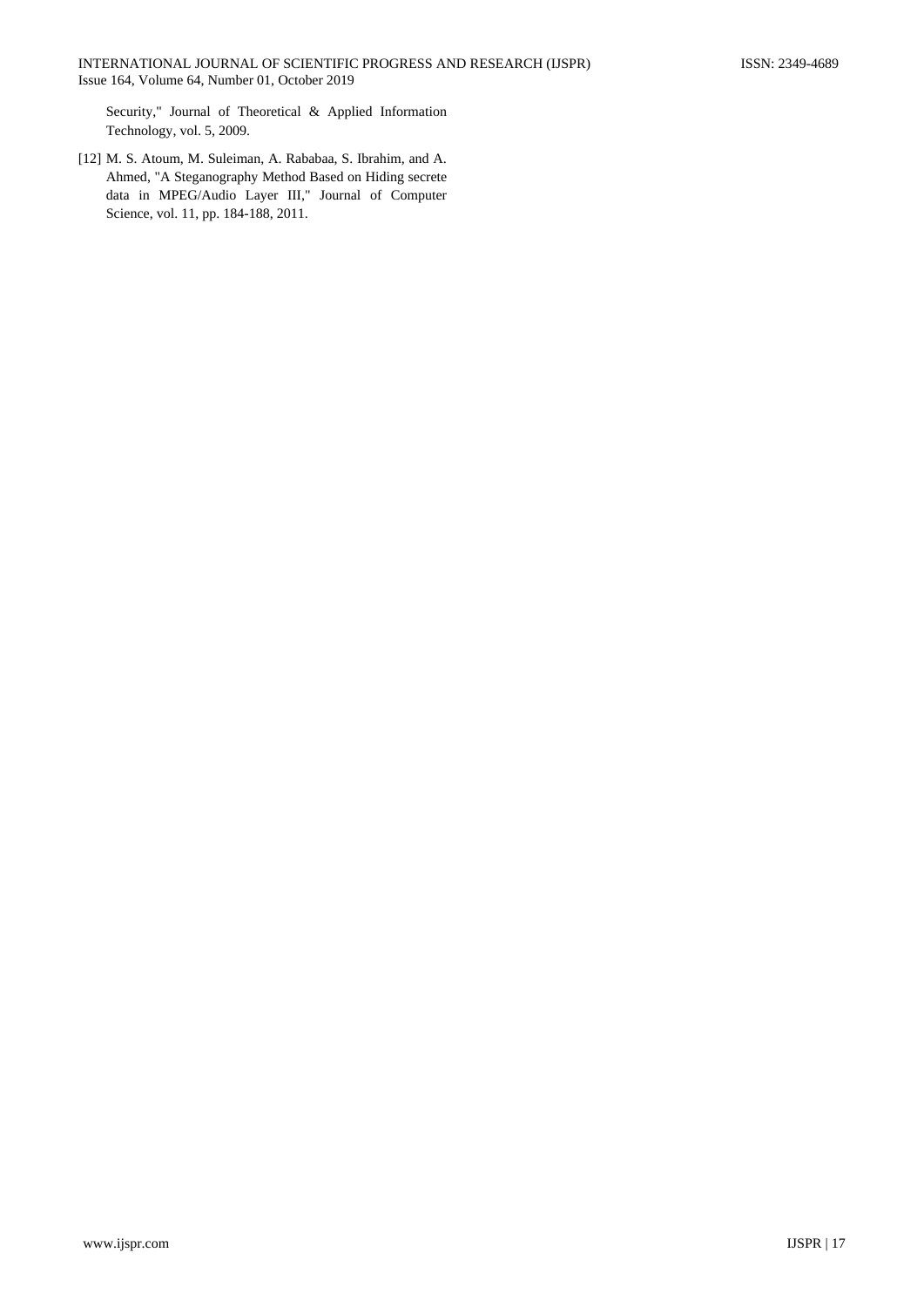Security," Journal of Theoretical & Applied Information Technology, vol. 5, 2009.

[12] M. S. Atoum, M. Suleiman, A. Rababaa, S. Ibrahim, and A. Ahmed, "A Steganography Method Based on Hiding secrete data in MPEG/Audio Layer III," Journal of Computer Science, vol. 11, pp. 184-188, 2011.